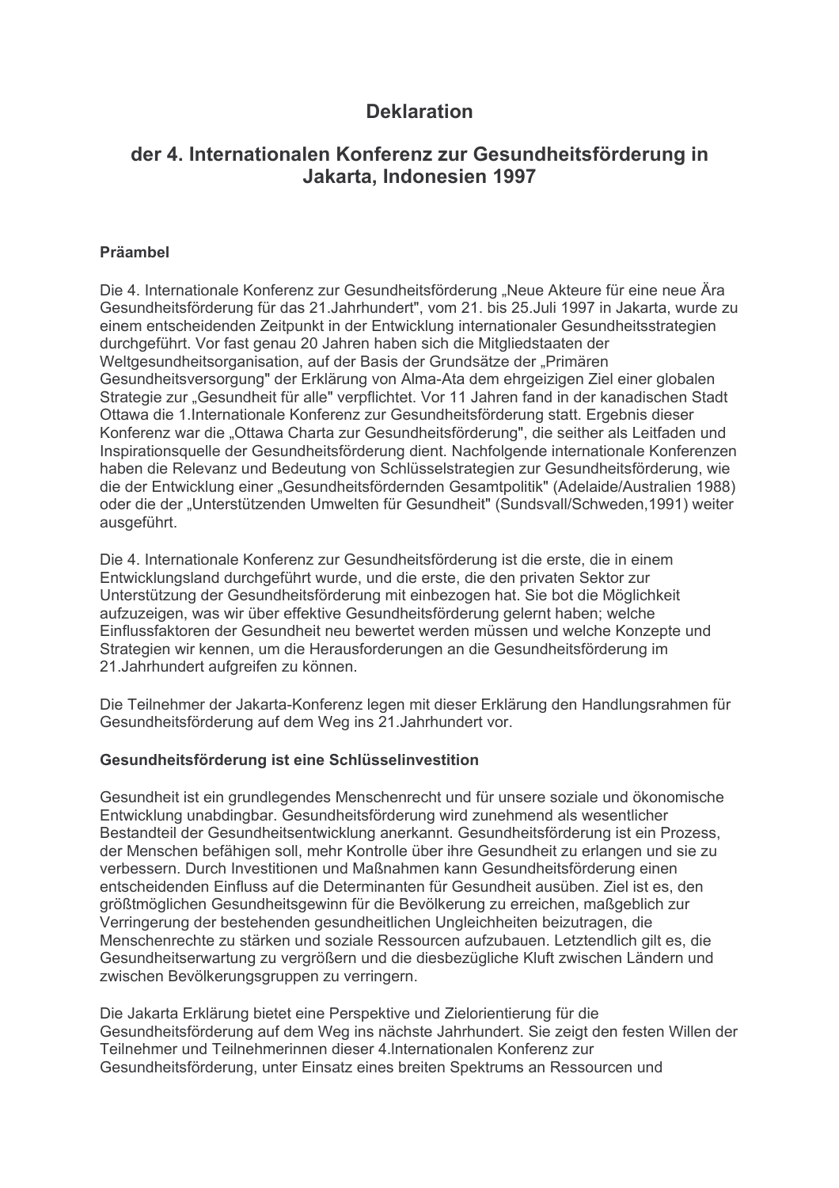# Deklaration

## der 4. Internationalen Konferenz zur Gesundheitsförderung in Jakarta, Indonesien 1997

### Präambel

Die 4. Internationale Konferenz zur Gesundheitsförderung „Neue Akteure für eine neue Ära Gesundheitsförderung für das 21.Jahrhundert", vom 21. bis 25.Juli 1997 in Jakarta, wurde zu einem entscheidenden Zeitpunkt in der Entwicklung internationaler Gesundheitsstrategien durchgeführt. Vor fast genau 20 Jahren haben sich die Mitgliedstaaten der Weltgesundheitsorganisation, auf der Basis der Grundsätze der „Primären Gesundheitsversorgung" der Erklärung von Alma-Ata dem ehrgeizigen Ziel einer globalen Strategie zur „Gesundheit für alle" verpflichtet. Vor 11 Jahren fand in der kanadischen Stadt Ottawa die 1.Internationale Konferenz zur Gesundheitsförderung statt. Ergebnis dieser Konferenz war die „Ottawa Charta zur Gesundheitsförderung", die seither als Leitfaden und Inspirationsquelle der Gesundheitsförderung dient. Nachfolgende internationale Konferenzen haben die Relevanz und Bedeutung von Schlüsselstrategien zur Gesundheitsförderung, wie die der Entwicklung einer „Gesundheitsfördernden Gesamtpolitik" (Adelaide/Australien 1988) oder die der „Unterstützenden Umwelten für Gesundheit" (Sundsvall/Schweden,1991) weiter ausgeführt.

Die 4. Internationale Konferenz zur Gesundheitsförderung ist die erste, die in einem Entwicklungsland durchgeführt wurde, und die erste, die den privaten Sektor zur Unterstützung der Gesundheitsförderung mit einbezogen hat. Sie bot die Möglichkeit aufzuzeigen, was wir über effektive Gesundheitsförderung gelernt haben; welche Einflussfaktoren der Gesundheit neu bewertet werden müssen und welche Konzepte und Strategien wir kennen, um die Herausforderungen an die Gesundheitsförderung im 21.Jahrhundert aufgreifen zu können.

Die Teilnehmer der Jakarta-Konferenz legen mit dieser Erklärung den Handlungsrahmen für Gesundheitsförderung auf dem Weg ins 21.Jahrhundert vor.

### Gesundheitsförderung ist eine Schlüsselinvestition

Gesundheit ist ein grundlegendes Menschenrecht und für unsere soziale und ökonomische Entwicklung unabdingbar. Gesundheitsförderung wird zunehmend als wesentlicher Bestandteil der Gesundheitsentwicklung anerkannt. Gesundheitsförderung ist ein Prozess, der Menschen befähigen soll, mehr Kontrolle über ihre Gesundheit zu erlangen und sie zu verbessern. Durch Investitionen und Maßnahmen kann Gesundheitsförderung einen entscheidenden Einfluss auf die Determinanten für Gesundheit ausüben. Ziel ist es, den größtmöglichen Gesundheitsgewinn für die Bevölkerung zu erreichen, maßgeblich zur Verringerung der bestehenden gesundheitlichen Ungleichheiten beizutragen, die Menschenrechte zu stärken und soziale Ressourcen aufzubauen. Letztendlich gilt es, die Gesundheitserwartung zu vergrößern und die diesbezügliche Kluft zwischen Ländern und zwischen Bevölkerungsgruppen zu verringern.

Die Jakarta Erklärung bietet eine Perspektive und Zielorientierung für die Gesundheitsförderung auf dem Weg ins nächste Jahrhundert. Sie zeigt den festen Willen der Teilnehmer und Teilnehmerinnen dieser 4.Internationalen Konferenz zur Gesundheitsförderung, unter Einsatz eines breiten Spektrums an Ressourcen und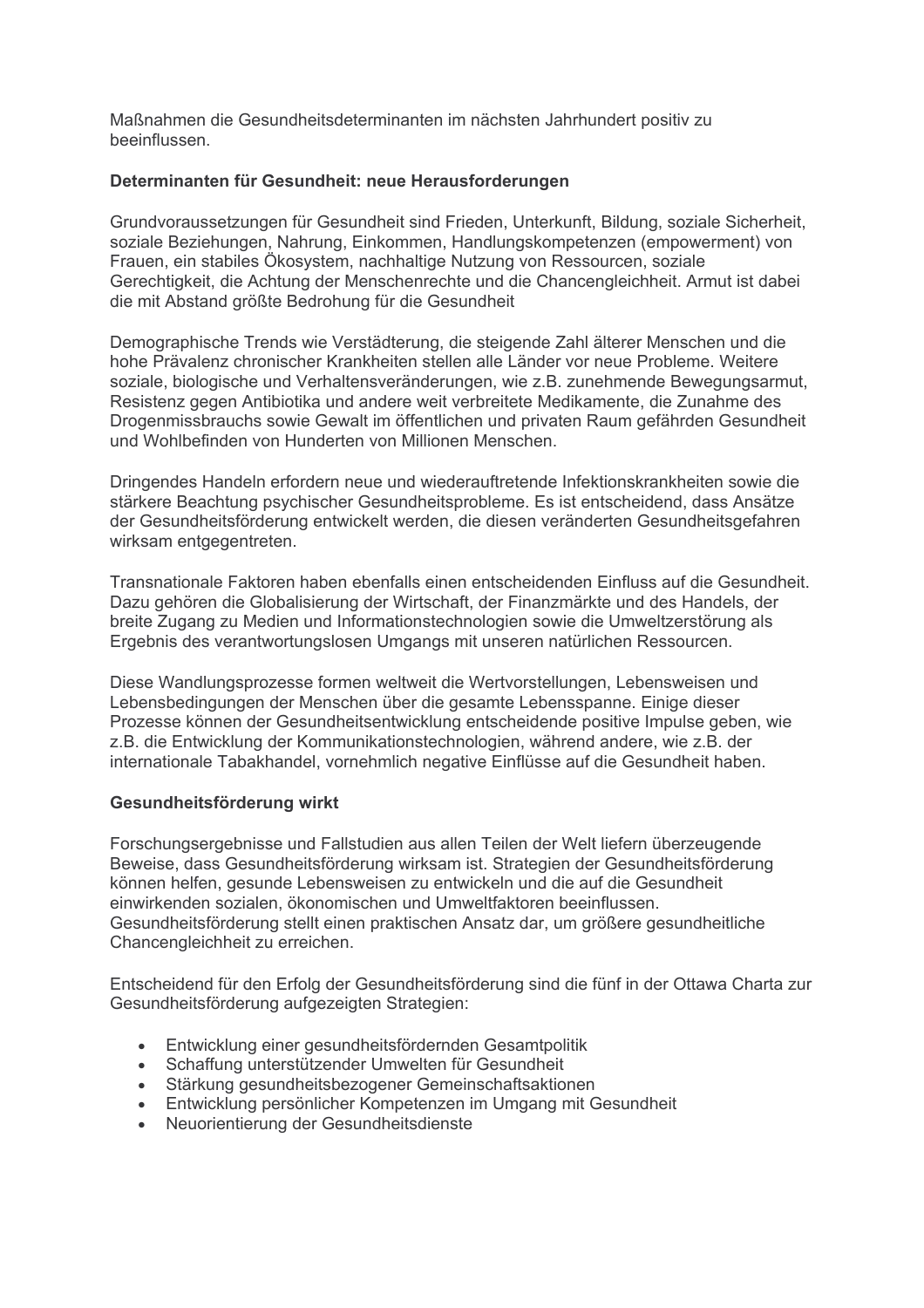Maßnahmen die Gesundheitsdeterminanten im nächsten Jahrhundert positiv zu beeinflussen.

**Determinanten für Gesundheit: neue Herausforderungen**

Grundvoraussetzungen für Gesundheit sind Frieden, Unterkunft, Bildung, soziale Sicherheit, soziale Beziehungen, Nahrung, Einkommen, Handlungskompetenzen (empowerment) von Frauen, ein stabiles Ökosystem, nachhaltige Nutzung von Ressourcen, soziale Gerechtigkeit, die Achtung der Menschenrechte und die Chancengleichheit. Armut ist dabei die mit Abstand größte Bedrohung für die Gesundheit

Demographische Trends wie Verstädterung, die steigende Zahl älterer Menschen und die hohe Prävalenz chronischer Krankheiten stellen alle Länder vor neue Probleme. Weitere soziale, biologische und Verhaltensveränderungen, wie z.B. zunehmende Bewegungsarmut, Resistenz gegen Antibiotika und andere weit verbreitete Medikamente, die Zunahme des Drogenmissbrauchs sowie Gewalt im öffentlichen und privaten Raum gefährden Gesundheit und Wohlbefinden von Hunderten von Millionen Menschen.

Dringendes Handeln erfordern neue und wiederauftretende Infektionskrankheiten sowie die stärkere Beachtung psychischer Gesundheitsprobleme. Es ist entscheidend, dass Ansätze der Gesundheitsförderung entwickelt werden, die diesen veränderten Gesundheitsgefahren wirksam entgegentreten.

Transnationale Faktoren haben ebenfalls einen entscheidenden Einfluss auf die Gesundheit. Dazu gehören die Globalisierung der Wirtschaft, der Finanzmärkte und des Handels, der breite Zugang zu Medien und Informationstechnologien sowie die Umweltzerstörung als Ergebnis des verantwortungslosen Umgangs mit unseren natürlichen Ressourcen.

Diese Wandlungsprozesse formen weltweit die Wertvorstellungen, Lebensweisen und Lebensbedingungen der Menschen über die gesamte Lebensspanne. Einige dieser Prozesse können der Gesundheitsentwicklung entscheidende positive Impulse geben, wie z.B. die Entwicklung der Kommunikationstechnologien, während andere, wie z.B. der internationale Tabakhandel, vornehmlich negative Einflüsse auf die Gesundheit haben.

**Gesundheitsförderung wirkt**

Forschungsergebnisse und Fallstudien aus allen Teilen der Welt liefern überzeugende Beweise, dass Gesundheitsförderung wirksam ist. Strategien der Gesundheitsförderung können helfen, gesunde Lebensweisen zu entwickeln und die auf die Gesundheit einwirkenden sozialen, ökonomischen und Umweltfaktoren beeinflussen. Gesundheitsförderung stellt einen praktischen Ansatz dar, um größere gesundheitliche Chancengleichheit zu erreichen.

Entscheidend für den Erfolg der Gesundheitsförderung sind die fünf in der Ottawa Charta zur Gesundheitsförderung aufgezeigten Strategien:

- Entwicklung einer gesundheitsfördernden Gesamtpolitik
- Schaffung unterstützender Umwelten für Gesundheit
- Stärkung gesundheitsbezogener Gemeinschaftsaktionen
- Entwicklung persönlicher Kompetenzen im Umgang mit Gesundheit
- Neuorientierung der Gesundheitsdienste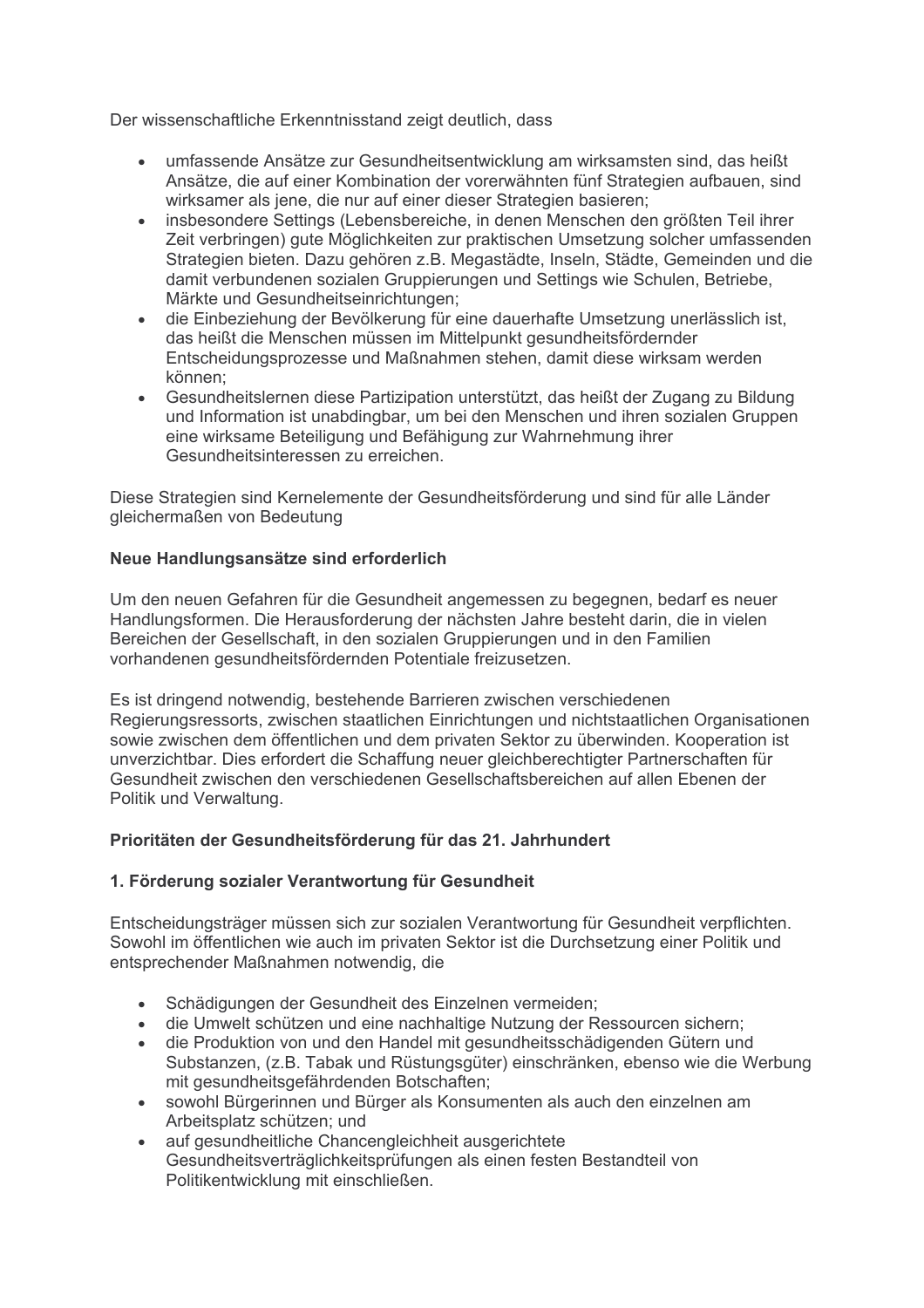Der wissenschaftliche Erkenntnisstand zeigt deutlich, dass

- umfassende Ansätze zur Gesundheitsentwicklung am wirksamsten sind, das heißt Ansätze, die auf einer Kombination der vorerwähnten fünf Strategien aufbauen, sind wirksamer als jene, die nur auf einer dieser Strategien basieren;
- insbesondere Settings (Lebensbereiche, in denen Menschen den größten Teil ihrer Zeit verbringen) gute Möglichkeiten zur praktischen Umsetzung solcher umfassenden Strategien bieten. Dazu gehören z.B. Megastädte, Inseln, Städte, Gemeinden und die damit verbundenen sozialen Gruppierungen und Settings wie Schulen, Betriebe, Märkte und Gesundheitseinrichtungen;
- die Einbeziehung der Bevölkerung für eine dauerhafte Umsetzung unerlässlich ist, das heißt die Menschen müssen im Mittelpunkt gesundheitsfördernder Entscheidungsprozesse und Maßnahmen stehen, damit diese wirksam werden können;
- Gesundheitslernen diese Partizipation unterstützt, das heißt der Zugang zu Bildung und Information ist unabdingbar, um bei den Menschen und ihren sozialen Gruppen eine wirksame Beteiligung und Befähigung zur Wahrnehmung ihrer Gesundheitsinteressen zu erreichen.

Diese Strategien sind Kernelemente der Gesundheitsförderung und sind für alle Länder gleichermaßen von Bedeutung

**Neue Handlungsansätze sind erforderlich**

Um den neuen Gefahren für die Gesundheit angemessen zu begegnen, bedarf es neuer Handlungsformen. Die Herausforderung der nächsten Jahre besteht darin, die in vielen Bereichen der Gesellschaft, in den sozialen Gruppierungen und in den Familien vorhandenen gesundheitsfördernden Potentiale freizusetzen.

Es ist dringend notwendig, bestehende Barrieren zwischen verschiedenen Regierungsressorts, zwischen staatlichen Einrichtungen und nichtstaatlichen Organisationen sowie zwischen dem öffentlichen und dem privaten Sektor zu überwinden. Kooperation ist unverzichtbar. Dies erfordert die Schaffung neuer gleichberechtigter Partnerschaften für Gesundheit zwischen den verschiedenen Gesellschaftsbereichen auf allen Ebenen der Politik und Verwaltung.

**Prioritäten der Gesundheitsförderung für das 21. Jahrhundert**

**1. Förderung sozialer Verantwortung für Gesundheit**

Entscheidungsträger müssen sich zur sozialen Verantwortung für Gesundheit verpflichten. Sowohl im öffentlichen wie auch im privaten Sektor ist die Durchsetzung einer Politik und entsprechender Maßnahmen notwendig, die

- Schädigungen der Gesundheit des Einzelnen vermeiden;
- die Umwelt schützen und eine nachhaltige Nutzung der Ressourcen sichern;
- die Produktion von und den Handel mit gesundheitsschädigenden Gütern und Substanzen, (z.B. Tabak und Rüstungsgüter) einschränken, ebenso wie die Werbung mit gesundheitsgefährdenden Botschaften;
- sowohl Bürgerinnen und Bürger als Konsumenten als auch den einzelnen am Arbeitsplatz schützen; und
- auf gesundheitliche Chancengleichheit ausgerichtete Gesundheitsverträglichkeitsprüfungen als einen festen Bestandteil von Politikentwicklung mit einschließen.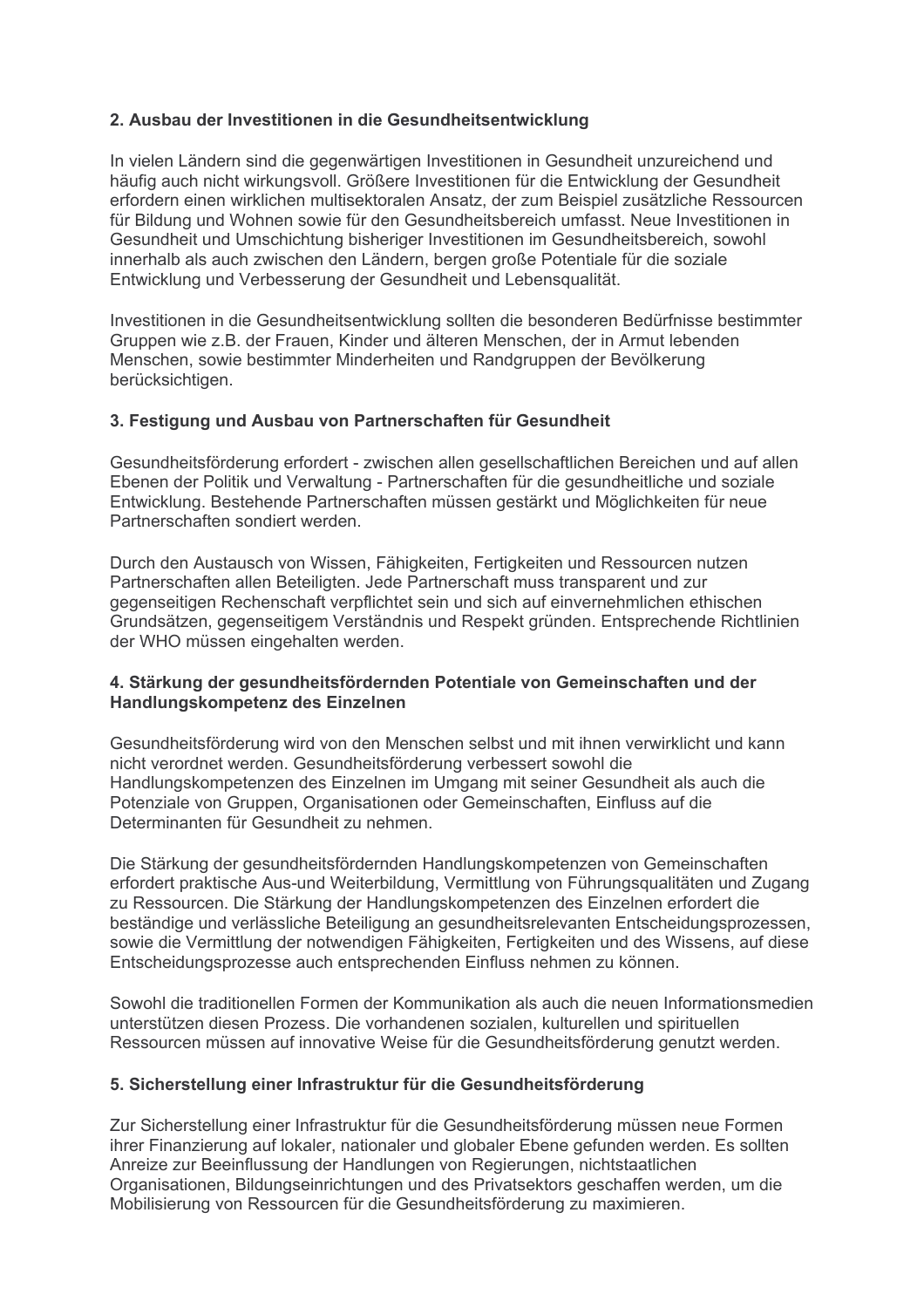**2. Ausbau der Investitionen in die Gesundheitsentwicklung**

In vielen Ländern sind die gegenwärtigen Investitionen in Gesundheit unzureichend und häufig auch nicht wirkungsvoll. Größere Investitionen für die Entwicklung der Gesundheit erfordern einen wirklichen multisektoralen Ansatz, der zum Beispiel zusätzliche Ressourcen für Bildung und Wohnen sowie für den Gesundheitsbereich umfasst. Neue Investitionen in Gesundheit und Umschichtung bisheriger Investitionen im Gesundheitsbereich, sowohl innerhalb als auch zwischen den Ländern, bergen große Potentiale für die soziale Entwicklung und Verbesserung der Gesundheit und Lebensqualität.

Investitionen in die Gesundheitsentwicklung sollten die besonderen Bedürfnisse bestimmter Gruppen wie z.B. der Frauen, Kinder und älteren Menschen, der in Armut lebenden Menschen, sowie bestimmter Minderheiten und Randgruppen der Bevölkerung berücksichtigen.

**3. Festigung und Ausbau von Partnerschaften für Gesundheit**

Gesundheitsförderung erfordert - zwischen allen gesellschaftlichen Bereichen und auf allen Ebenen der Politik und Verwaltung - Partnerschaften für die gesundheitliche und soziale Entwicklung. Bestehende Partnerschaften müssen gestärkt und Möglichkeiten für neue Partnerschaften sondiert werden.

Durch den Austausch von Wissen, Fähigkeiten, Fertigkeiten und Ressourcen nutzen Partnerschaften allen Beteiligten. Jede Partnerschaft muss transparent und zur gegenseitigen Rechenschaft verpflichtet sein und sich auf einvernehmlichen ethischen Grundsätzen, gegenseitigem Verständnis und Respekt gründen. Entsprechende Richtlinien der WHO müssen eingehalten werden.

**4. Stärkung der gesundheitsfördernden Potentiale von Gemeinschaften und der Handlungskompetenz des Einzelnen**

Gesundheitsförderung wird von den Menschen selbst und mit ihnen verwirklicht und kann nicht verordnet werden. Gesundheitsförderung verbessert sowohl die Handlungskompetenzen des Einzelnen im Umgang mit seiner Gesundheit als auch die Potenziale von Gruppen, Organisationen oder Gemeinschaften, Einfluss auf die Determinanten für Gesundheit zu nehmen.

Die Stärkung der gesundheitsfördernden Handlungskompetenzen von Gemeinschaften erfordert praktische Aus-und Weiterbildung, Vermittlung von Führungsqualitäten und Zugang zu Ressourcen. Die Stärkung der Handlungskompetenzen des Einzelnen erfordert die beständige und verlässliche Beteiligung an gesundheitsrelevanten Entscheidungsprozessen, sowie die Vermittlung der notwendigen Fähigkeiten, Fertigkeiten und des Wissens, auf diese Entscheidungsprozesse auch entsprechenden Einfluss nehmen zu können.

Sowohl die traditionellen Formen der Kommunikation als auch die neuen Informationsmedien unterstützen diesen Prozess. Die vorhandenen sozialen, kulturellen und spirituellen Ressourcen müssen auf innovative Weise für die Gesundheitsförderung genutzt werden.

**5. Sicherstellung einer Infrastruktur für die Gesundheitsförderung**

Zur Sicherstellung einer Infrastruktur für die Gesundheitsförderung müssen neue Formen ihrer Finanzierung auf lokaler, nationaler und globaler Ebene gefunden werden. Es sollten Anreize zur Beeinflussung der Handlungen von Regierungen, nichtstaatlichen Organisationen, Bildungseinrichtungen und des Privatsektors geschaffen werden, um die Mobilisierung von Ressourcen für die Gesundheitsförderung zu maximieren.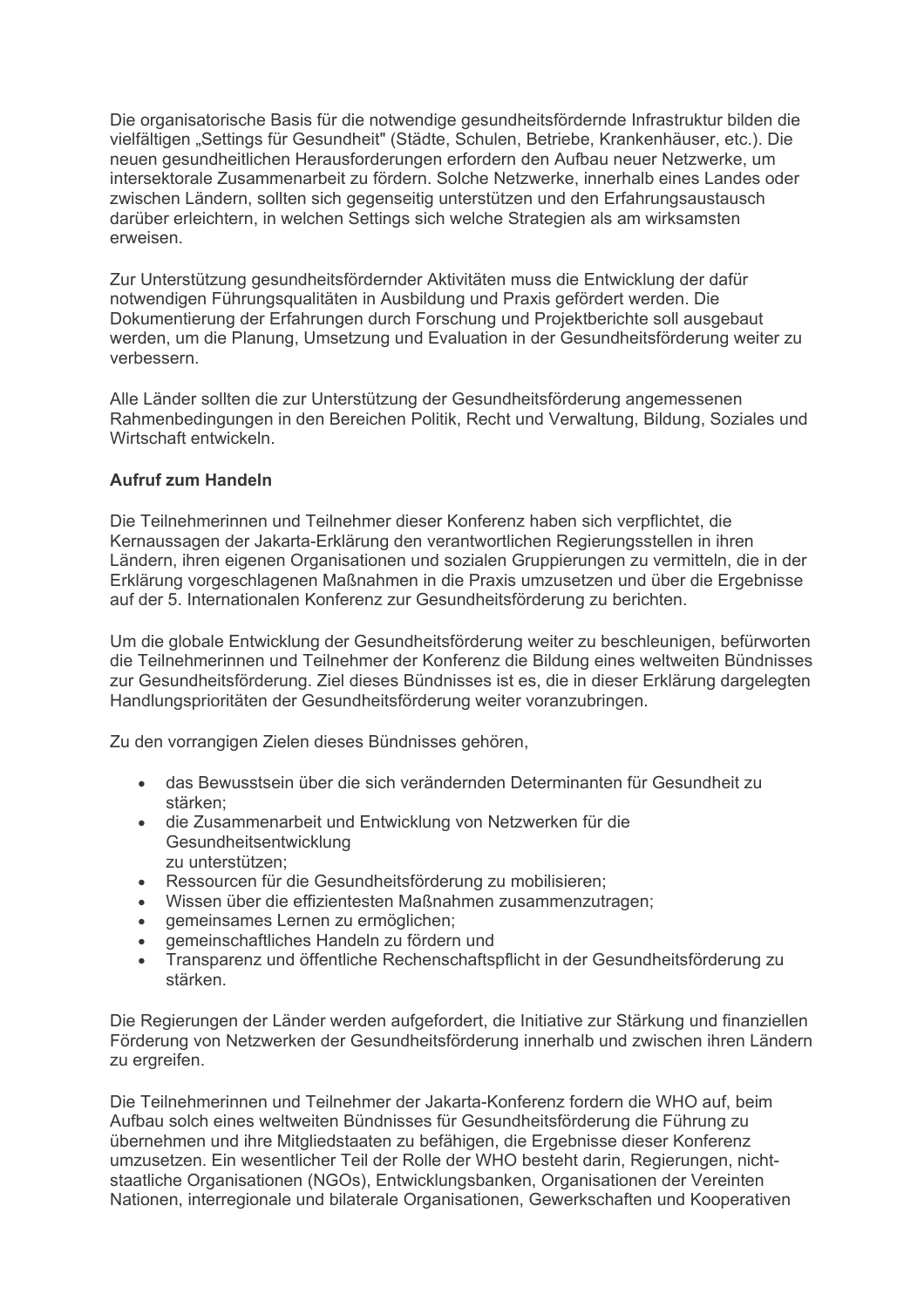Die organisatorische Basis für die notwendige gesundheitsfördernde Infrastruktur bilden die vielfältigen „Settings für Gesundheit" (Städte, Schulen, Betriebe, Krankenhäuser, etc.). Die neuen gesundheitlichen Herausforderungen erfordern den Aufbau neuer Netzwerke, um intersektorale Zusammenarbeit zu fördern. Solche Netzwerke, innerhalb eines Landes oder zwischen Ländern, sollten sich gegenseitig unterstützen und den Erfahrungsaustausch darüber erleichtern, in welchen Settings sich welche Strategien als am wirksamsten erweisen.

Zur Unterstützung gesundheitsfördernder Aktivitäten muss die Entwicklung der dafür notwendigen Führungsqualitäten in Ausbildung und Praxis gefördert werden. Die Dokumentierung der Erfahrungen durch Forschung und Projektberichte soll ausgebaut werden, um die Planung, Umsetzung und Evaluation in der Gesundheitsförderung weiter zu verbessern.

Alle Länder sollten die zur Unterstützung der Gesundheitsförderung angemessenen Rahmenbedingungen in den Bereichen Politik, Recht und Verwaltung, Bildung, Soziales und Wirtschaft entwickeln.

**Aufruf zum Handeln**

Die Teilnehmerinnen und Teilnehmer dieser Konferenz haben sich verpflichtet, die Kernaussagen der Jakarta-Erklärung den verantwortlichen Regierungsstellen in ihren Ländern, ihren eigenen Organisationen und sozialen Gruppierungen zu vermitteln, die in der Erklärung vorgeschlagenen Maßnahmen in die Praxis umzusetzen und über die Ergebnisse auf der 5. Internationalen Konferenz zur Gesundheitsförderung zu berichten.

Um die globale Entwicklung der Gesundheitsförderung weiter zu beschleunigen, befürworten die Teilnehmerinnen und Teilnehmer der Konferenz die Bildung eines weltweiten Bündnisses zur Gesundheitsförderung. Ziel dieses Bündnisses ist es, die in dieser Erklärung dargelegten Handlungsprioritäten der Gesundheitsförderung weiter voranzubringen.

Zu den vorrangigen Zielen dieses Bündnisses gehören,

- das Bewusstsein über die sich verändernden Determinanten für Gesundheit zu stärken;
- die Zusammenarbeit und Entwicklung von Netzwerken für die Gesundheitsentwicklung zu unterstützen;
- Ressourcen für die Gesundheitsförderung zu mobilisieren;
- Wissen über die effizientesten Maßnahmen zusammenzutragen;
- gemeinsames Lernen zu ermöglichen;
- gemeinschaftliches Handeln zu fördern und
- Transparenz und öffentliche Rechenschaftspflicht in der Gesundheitsförderung zu stärken.

Die Regierungen der Länder werden aufgefordert, die Initiative zur Stärkung und finanziellen Förderung von Netzwerken der Gesundheitsförderung innerhalb und zwischen ihren Ländern zu ergreifen.

Die Teilnehmerinnen und Teilnehmer der Jakarta-Konferenz fordern die WHO auf, beim Aufbau solch eines weltweiten Bündnisses für Gesundheitsförderung die Führung zu übernehmen und ihre Mitgliedstaaten zu befähigen, die Ergebnisse dieser Konferenz umzusetzen. Ein wesentlicher Teil der Rolle der WHO besteht darin, Regierungen, nicht-staatliche Organisationen (NGOs), Entwicklungsbanken, Organisationen der Vereinten Nationen, interregionale und bilaterale Organisationen, Gewerkschaften und Kooperativen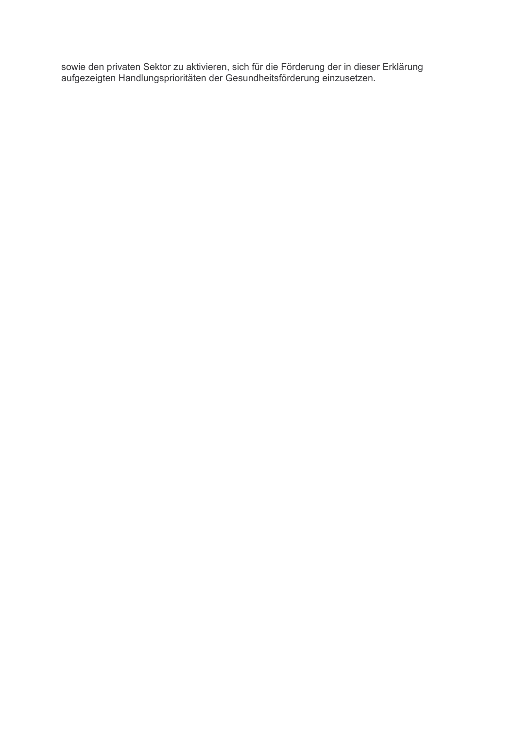sowie den privaten Sektor zu aktivieren, sich für die Förderung der in dieser Erklärung aufgezeigten Handlungsprioritäten der Gesundheitsförderung einzusetzen.